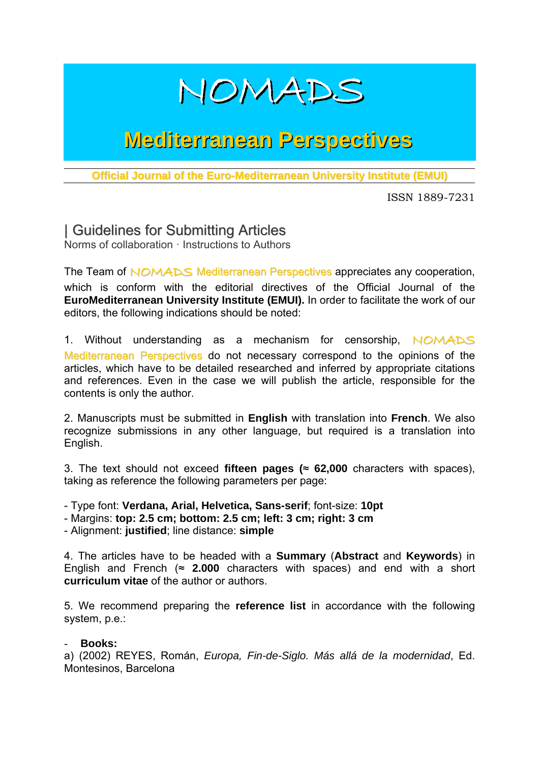# NOMADS

## Mediterranean Perspectives

**Official Journal of the Euro-Mediterranean University Institute (EMUI)**

ISSN 1889-7231

## | Guidelines for Submitting Articles

Norms of collaboration · Instructions to Authors

The Team of NOMADS Mediterranean Perspectives appreciates any cooperation, which is conform with the editorial directives of the Official Journal of the **EuroMediterranean University Institute (EMUI).** In order to facilitate the work of our editors, the following indications should be noted:

1. Without understanding as a mechanism for censorship, NOMADS Mediterranean Perspectives do not necessary correspond to the opinions of the articles, which have to be detailed researched and inferred by appropriate citations and references. Even in the case we will publish the article, responsible for the contents is only the author.

2. Manuscripts must be submitted in **English** with translation into **French**. We also recognize submissions in any other language, but required is a translation into English.

3. The text should not exceed **fifteen pages (≈ 62,000** characters with spaces), taking as reference the following parameters per page:

- Type font: **Verdana, Arial, Helvetica, Sans-serif**; font-size: **10pt**
- Margins: **top: 2.5 cm; bottom: 2.5 cm; left: 3 cm; right: 3 cm**
- Alignment: **justified**; line distance: **simple**

4. The articles have to be headed with a **Summary** (**Abstract** and **Keywords**) in English and French (**≈ 2.000** characters with spaces) and end with a short **curriculum vitae** of the author or authors.

5. We recommend preparing the **reference list** in accordance with the following system, p.e.:

- **Books:**

a) (2002) REYES, Román, *Europa, Fin-de-Siglo. Más allá de la modernidad*, Ed. Montesinos, Barcelona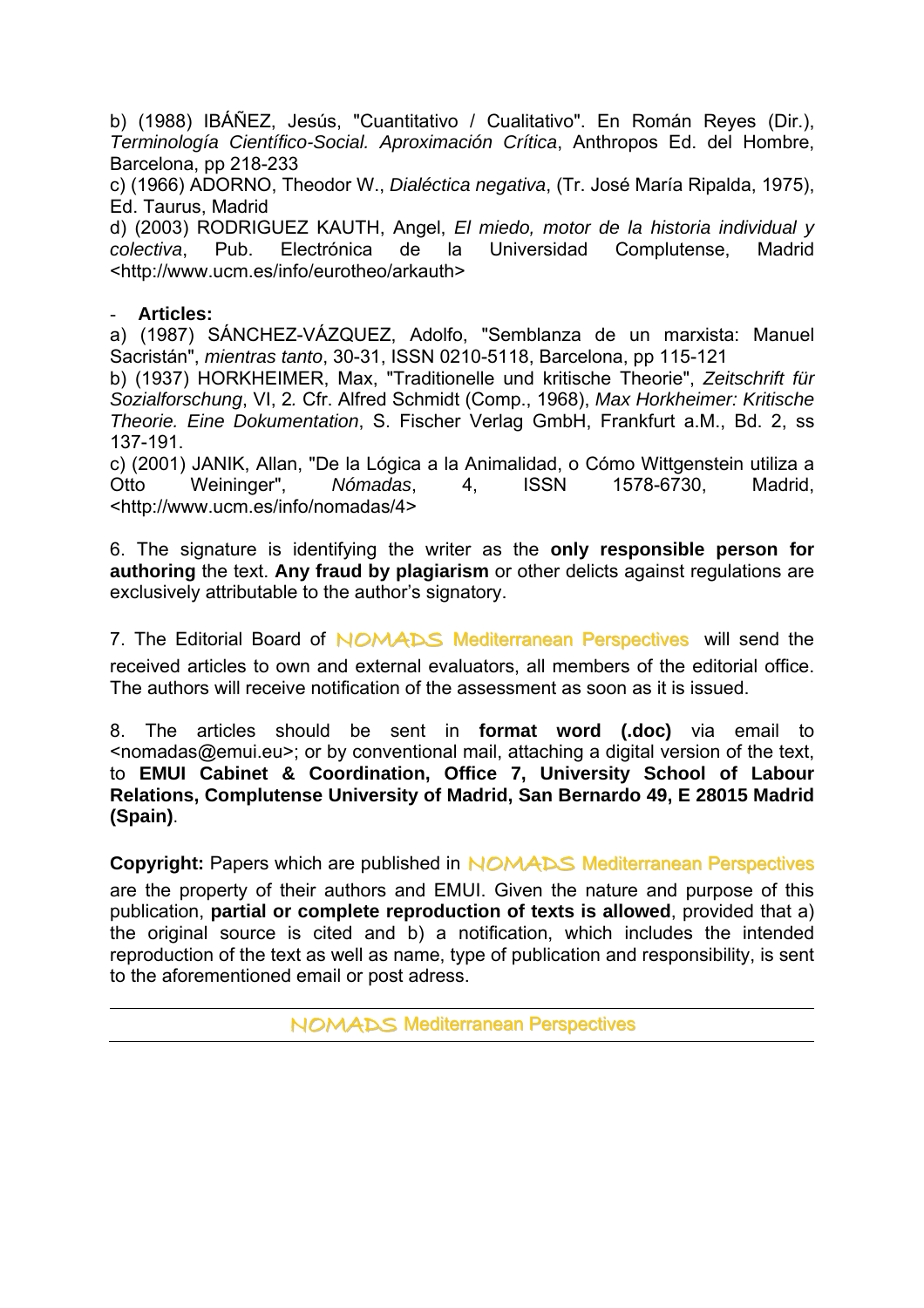b) (1988) IBÁÑEZ, Jesús, "Cuantitativo / Cualitativo". En Román Reyes (Dir.), *Terminología Científico-Social. Aproximación Crítica*, Anthropos Ed. del Hombre, Barcelona, pp 218-233

c) (1966) ADORNO, Theodor W., *Dialéctica negativa*, (Tr. José María Ripalda, 1975), Ed. Taurus, Madrid

d) (2003) RODRIGUEZ KAUTH, Angel, *El miedo, motor de la historia individual y colectiva*, Pub. Electrónica de la Universidad Complutense, Madrid <http://www.ucm.es/info/eurotheo/arkauth>

- **Articles:**

a) (1987) SÁNCHEZ-VÁZQUEZ, Adolfo, "Semblanza de un marxista: Manuel Sacristán", *mientras tanto*, 30-31, ISSN 0210-5118, Barcelona, pp 115-121

b) (1937) HORKHEIMER, Max, "Traditionelle und kritische Theorie", *Zeitschrift für Sozialforschung*, VI, 2. Cfr. Alfred Schmidt (Comp., 1968), *Max Horkheimer: Kritische Theorie. Eine Dokumentation*, S. Fischer Verlag GmbH, Frankfurt a.M., Bd. 2, ss 137-191.

c) (2001) JANIK, Allan, "De la Lógica a la Animalidad, o Cómo Wittgenstein utiliza a Otto Weininger", *Nómadas*, 4, ISSN 1578-6730, Madrid, <http://www.ucm.es/info/nomadas/4>

6. The signature is identifying the writer as the **only responsible person for authoring** the text. **Any fraud by plagiarism** or other delicts against regulations are exclusively attributable to the author's signatory.

7. The Editorial Board of NOMADS Mediterranean Perspectives will send the received articles to own and external evaluators, all members of the editorial office. The authors will receive notification of the assessment as soon as it is issued.

8. The articles should be sent in **format word (.doc)** via email to <nomadas@emui.eu>; or by conventional mail, attaching a digital version of the text, to **EMUI Cabinet & Coordination, Office 7, University School of Labour Relations, Complutense University of Madrid, San Bernardo 49, E 28015 Madrid (Spain)**.

**Copyright:** Papers which are published in NOMADS Mediterranean Perspectives are the property of their authors and EMUI. Given the nature and purpose of this publication, **partial or complete reproduction of texts is allowed**, provided that a) the original source is cited and b) a notification, which includes the intended reproduction of the text as well as name, type of publication and responsibility, is sent to the aforementioned email or post adress.